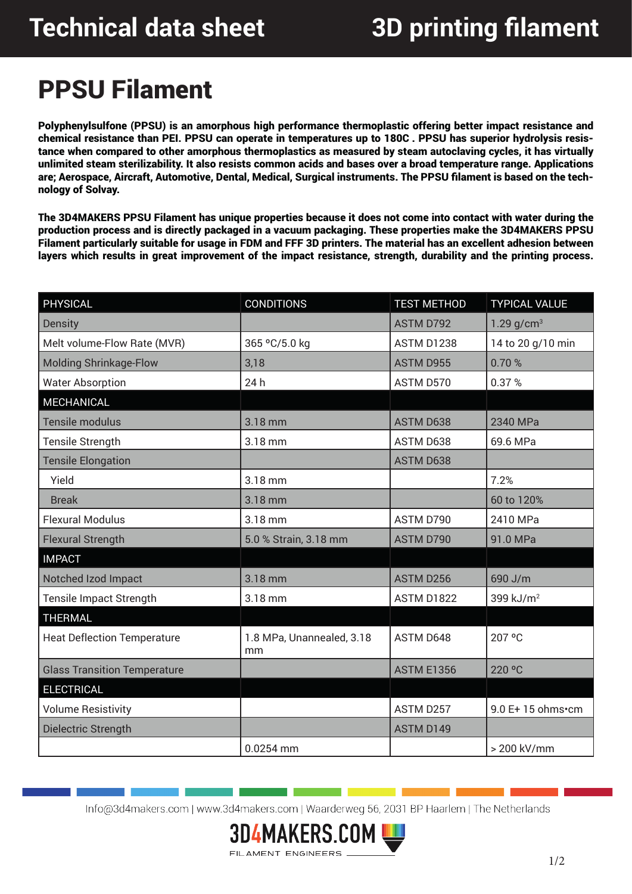# PPSU Filament

**Polyphenylsulfone (PPSU) is an amorphous high performance thermoplastic offering better impact resistance and chemical resistance than PEI. PPSU can operate in temperatures up to 180C . PPSU has superior hydrolysis resistance when compared to other amorphous thermoplastics as measured by steam autoclaving cycles, it has virtually unlimited steam sterilizability. It also resists common acids and bases over a broad temperature range. Applications are; Aerospace, Aircraft, Automotive, Dental, Medical, Surgical instruments. The PPSU filament is based on the technology of Solvay.**

**The 3D4MAKERS PPSU Filament has unique properties because it does not come into contact with water during the production process and is directly packaged in a vacuum packaging. These properties make the 3D4MAKERS PPSU Filament particularly suitable for usage in FDM and FFF 3D printers. The material has an excellent adhesion between layers which results in great improvement of the impact resistance, strength, durability and the printing process.**

| PHYSICAL | CONDITIONS | TEST METHOD | TYPICAL VALUE |
|---|---|---|---|
| Density | | ASTM D792 | 1.29 g/cm$^3$ |
| Melt volume-Flow Rate (MVR) | 365 ºC/5.0 kg | ASTM D1238 | 14 to 20 g/10 min |
| Molding Shrinkage-Flow | 3,18 | ASTM D955 | 0.70 % |
| Water Absorption | 24 h | ASTM D570 | 0.37 % |
| **MECHANICAL** | | | |
| Tensile modulus | 3.18 mm | ASTM D638 | 2340 MPa |
| Tensile Strength | 3.18 mm | ASTM D638 | 69.6 MPa |
| Tensile Elongation | | ASTM D638 | |
| Yield | 3.18 mm | | 7.2% |
| Break | 3.18 mm | | 60 to 120% |
| Flexural Modulus | 3.18 mm | ASTM D790 | 2410 MPa |
| Flexural Strength | 5.0 % Strain, 3.18 mm | ASTM D790 | 91.0 MPa |
| **IMPACT** | | | |
| Notched Izod Impact | 3.18 mm | ASTM D256 | 690 J/m |
| Tensile Impact Strength | 3.18 mm | ASTM D1822 | 399 kJ/m$^2$ |
| **THERMAL** | | | |
| Heat Deflection Temperature | 1.8 MPa, Unannealed, 3.18 mm | ASTM D648 | 207 ºC |
| Glass Transition Temperature | | ASTM E1356 | 220 ºC |
| **ELECTRICAL** | | | |
| Volume Resistivity | | ASTM D257 | 9.0 E+ 15 ohms•cm |
| Dielectric Strength | | ASTM D149 | |
| | 0.0254 mm | | > 200 kV/mm |

Info@3d4makers.com | www.3d4makers.com | Waarderweg 56, 2031 BP Haarlem | The Netherlands

3D4MAKERS.COM
FILAMENT ENGINEERS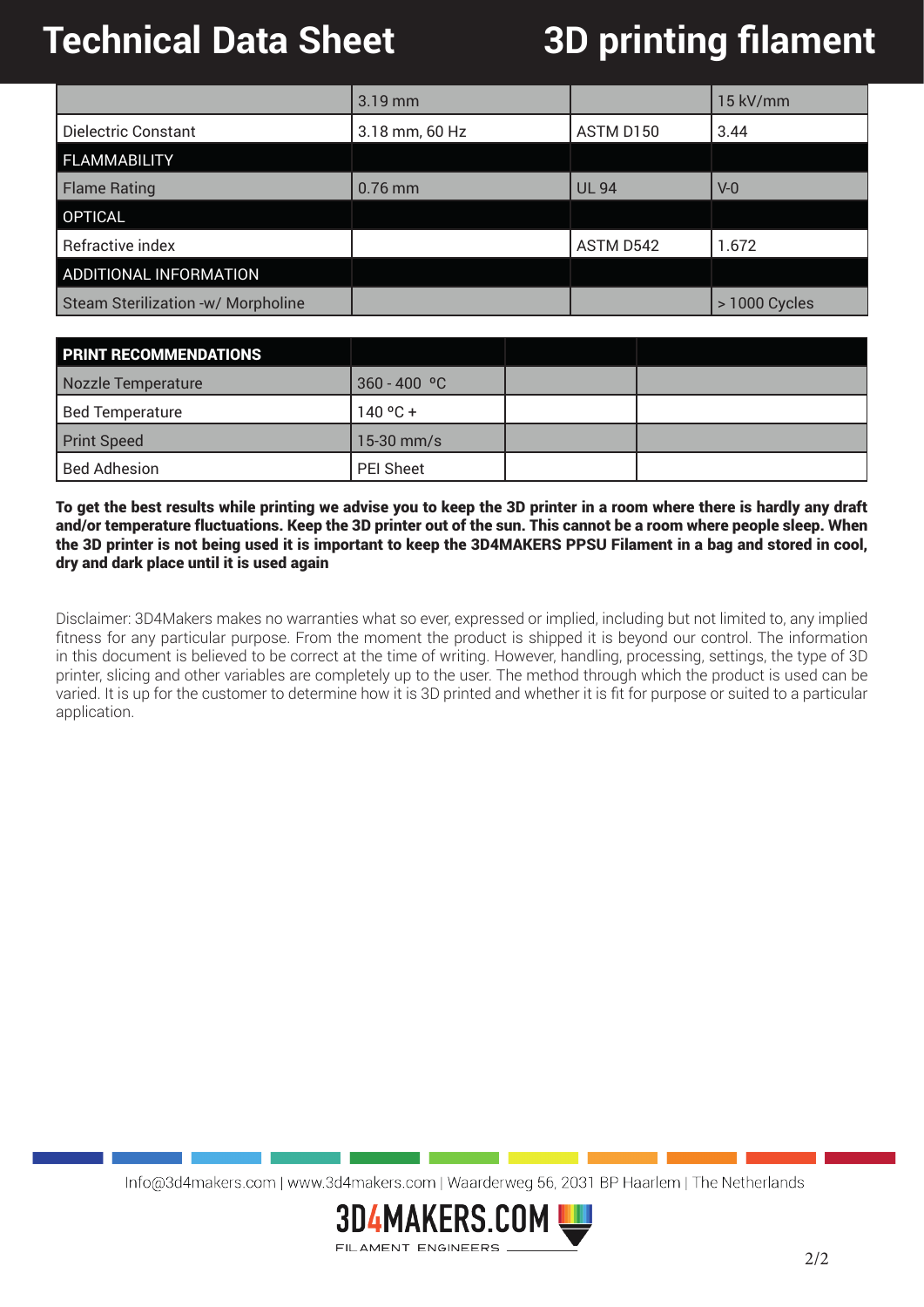| | | | |
|---|---|---|---|
| | 3.19 mm | | 15 kV/mm |
| Dielectric Constant | 3.18 mm, 60 Hz | ASTM D150 | 3.44 |
| FLAMMABILITY | | | |
| Flame Rating | 0.76 mm | UL 94 | V-0 |
| OPTICAL | | | |
| Refractive index | | ASTM D542 | 1.672 |
| ADDITIONAL INFORMATION | | | |
| Steam Sterilization -w/ Morpholine | | | > 1000 Cycles |

| PRINT RECOMMENDATIONS | | | |
|---|---|---|---|
| Nozzle Temperature | 360 - 400 ºC | | |
| Bed Temperature | 140 ºC + | | |
| Print Speed | 15-30 mm/s | | |
| Bed Adhesion | PEI Sheet | | |

**To get the best results while printing we advise you to keep the 3D printer in a room where there is hardly any draft and/or temperature fluctuations. Keep the 3D printer out of the sun. This cannot be a room where people sleep. When the 3D printer is not being used it is important to keep the 3D4MAKERS PPSU Filament in a bag and stored in cool, dry and dark place until it is used again**

Disclaimer: 3D4Makers makes no warranties what so ever, expressed or implied, including but not limited to, any implied fitness for any particular purpose. From the moment the product is shipped it is beyond our control. The information in this document is believed to be correct at the time of writing. However, handling, processing, settings, the type of 3D printer, slicing and other variables are completely up to the user. The method through which the product is used can be varied. It is up for the customer to determine how it is 3D printed and whether it is fit for purpose or suited to a particular application.